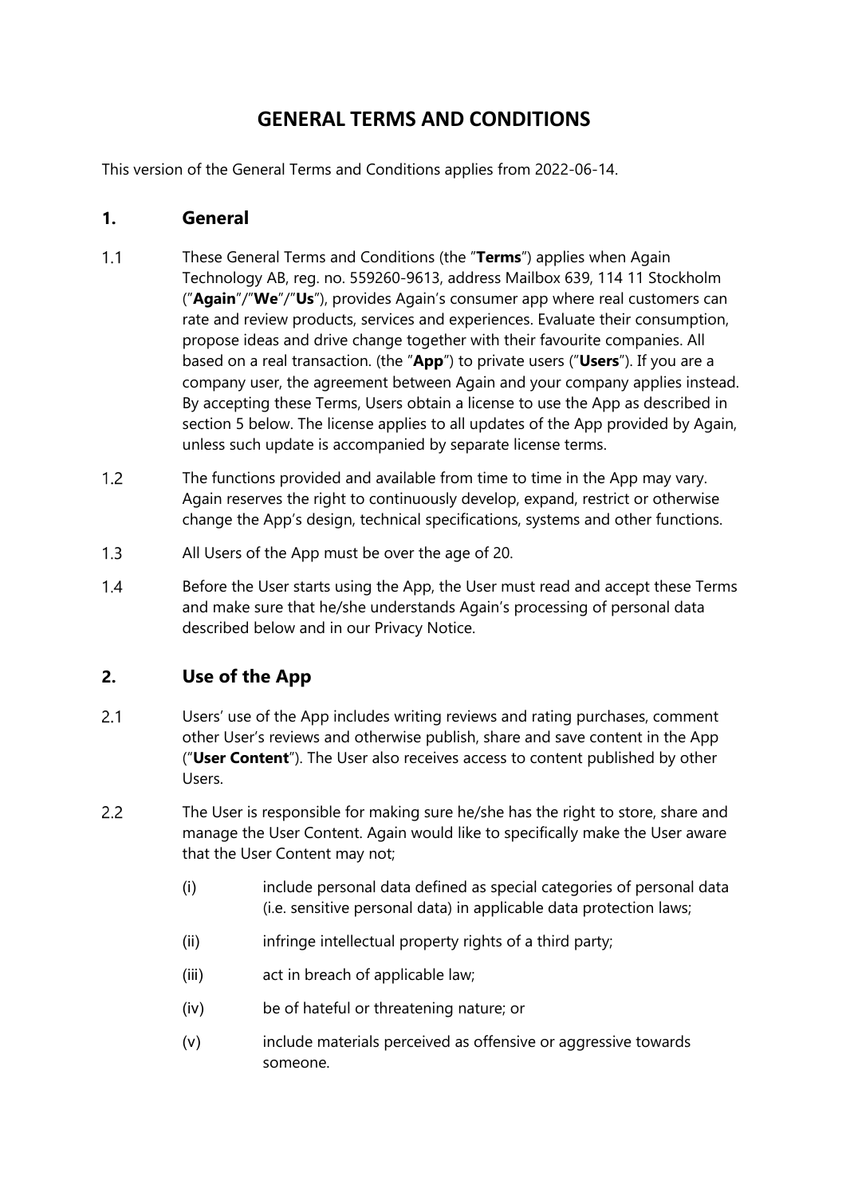# GENERAL TERMS AND CONDITIONS

This version of the General Terms and Conditions applies from 2022-06-14.

## 1. General

1.1 These General Terms and Conditions (the "**Terms**") applies when Again Technology AB, reg. no. 559260-9613, address Mailbox 639, 114 11 Stockholm ("**Again**"/"**We**"/"**Us**"), provides Again's consumer app where real customers can rate and review products, services and experiences. Evaluate their consumption, propose ideas and drive change together with their favourite companies. All based on a real transaction. (the "**App**") to private users ("**Users**"). If you are a company user, the agreement between Again and your company applies instead. By accepting these Terms, Users obtain a license to use the App as described in section 5 below. The license applies to all updates of the App provided by Again, unless such update is accompanied by separate license terms.

1.2 The functions provided and available from time to time in the App may vary. Again reserves the right to continuously develop, expand, restrict or otherwise change the App's design, technical specifications, systems and other functions.

1.3 All Users of the App must be over the age of 20.

1.4 Before the User starts using the App, the User must read and accept these Terms and make sure that he/she understands Again's processing of personal data described below and in our Privacy Notice.

## 2. Use of the App

2.1 Users' use of the App includes writing reviews and rating purchases, comment other User's reviews and otherwise publish, share and save content in the App ("**User Content**"). The User also receives access to content published by other Users.

2.2 The User is responsible for making sure he/she has the right to store, share and manage the User Content. Again would like to specifically make the User aware that the User Content may not;

- (i) include personal data defined as special categories of personal data (i.e. sensitive personal data) in applicable data protection laws;
- (ii) infringe intellectual property rights of a third party;
- (iii) act in breach of applicable law;
- (iv) be of hateful or threatening nature; or
- (v) include materials perceived as offensive or aggressive towards someone.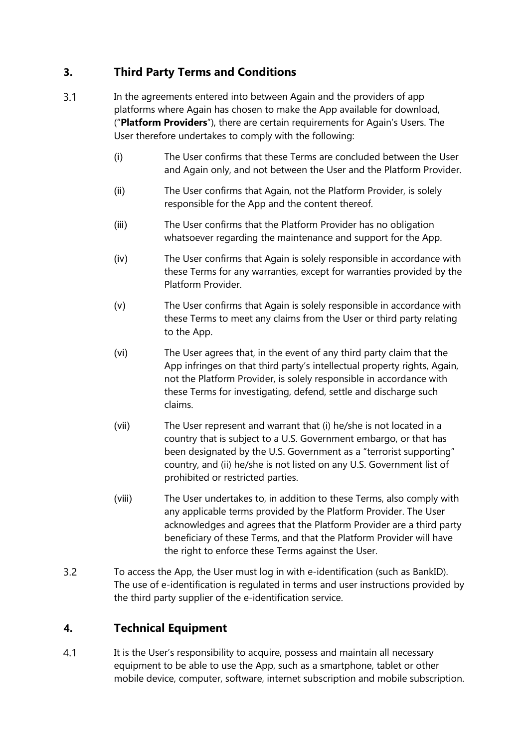## 3. Third Party Terms and Conditions

3.1 In the agreements entered into between Again and the providers of app platforms where Again has chosen to make the App available for download, ("**Platform Providers**"), there are certain requirements for Again's Users. The User therefore undertakes to comply with the following:

(i) The User confirms that these Terms are concluded between the User and Again only, and not between the User and the Platform Provider.

(ii) The User confirms that Again, not the Platform Provider, is solely responsible for the App and the content thereof.

(iii) The User confirms that the Platform Provider has no obligation whatsoever regarding the maintenance and support for the App.

(iv) The User confirms that Again is solely responsible in accordance with these Terms for any warranties, except for warranties provided by the Platform Provider.

(v) The User confirms that Again is solely responsible in accordance with these Terms to meet any claims from the User or third party relating to the App.

(vi) The User agrees that, in the event of any third party claim that the App infringes on that third party's intellectual property rights, Again, not the Platform Provider, is solely responsible in accordance with these Terms for investigating, defend, settle and discharge such claims.

(vii) The User represent and warrant that (i) he/she is not located in a country that is subject to a U.S. Government embargo, or that has been designated by the U.S. Government as a "terrorist supporting" country, and (ii) he/she is not listed on any U.S. Government list of prohibited or restricted parties.

(viii) The User undertakes to, in addition to these Terms, also comply with any applicable terms provided by the Platform Provider. The User acknowledges and agrees that the Platform Provider are a third party beneficiary of these Terms, and that the Platform Provider will have the right to enforce these Terms against the User.

3.2 To access the App, the User must log in with e-identification (such as BankID). The use of e-identification is regulated in terms and user instructions provided by the third party supplier of the e-identification service.

## 4. Technical Equipment

4.1 It is the User's responsibility to acquire, possess and maintain all necessary equipment to be able to use the App, such as a smartphone, tablet or other mobile device, computer, software, internet subscription and mobile subscription.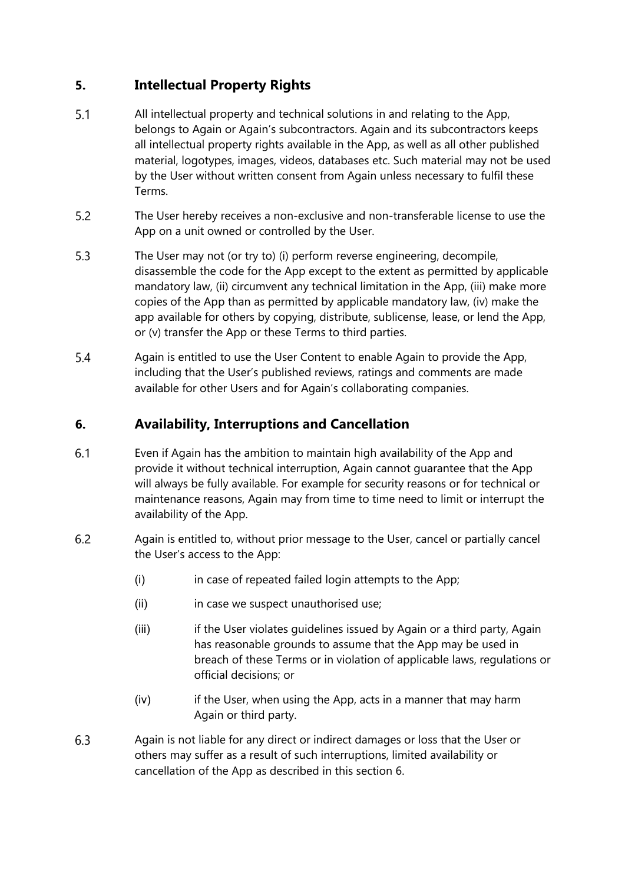## 5. Intellectual Property Rights

5.1 All intellectual property and technical solutions in and relating to the App, belongs to Again or Again's subcontractors. Again and its subcontractors keeps all intellectual property rights available in the App, as well as all other published material, logotypes, images, videos, databases etc. Such material may not be used by the User without written consent from Again unless necessary to fulfil these Terms.

5.2 The User hereby receives a non-exclusive and non-transferable license to use the App on a unit owned or controlled by the User.

5.3 The User may not (or try to) (i) perform reverse engineering, decompile, disassemble the code for the App except to the extent as permitted by applicable mandatory law, (ii) circumvent any technical limitation in the App, (iii) make more copies of the App than as permitted by applicable mandatory law, (iv) make the app available for others by copying, distribute, sublicense, lease, or lend the App, or (v) transfer the App or these Terms to third parties.

5.4 Again is entitled to use the User Content to enable Again to provide the App, including that the User's published reviews, ratings and comments are made available for other Users and for Again's collaborating companies.

## 6. Availability, Interruptions and Cancellation

6.1 Even if Again has the ambition to maintain high availability of the App and provide it without technical interruption, Again cannot guarantee that the App will always be fully available. For example for security reasons or for technical or maintenance reasons, Again may from time to time need to limit or interrupt the availability of the App.

6.2 Again is entitled to, without prior message to the User, cancel or partially cancel the User's access to the App:

- (i) in case of repeated failed login attempts to the App;
- (ii) in case we suspect unauthorised use;
- (iii) if the User violates guidelines issued by Again or a third party, Again has reasonable grounds to assume that the App may be used in breach of these Terms or in violation of applicable laws, regulations or official decisions; or
- (iv) if the User, when using the App, acts in a manner that may harm Again or third party.

6.3 Again is not liable for any direct or indirect damages or loss that the User or others may suffer as a result of such interruptions, limited availability or cancellation of the App as described in this section 6.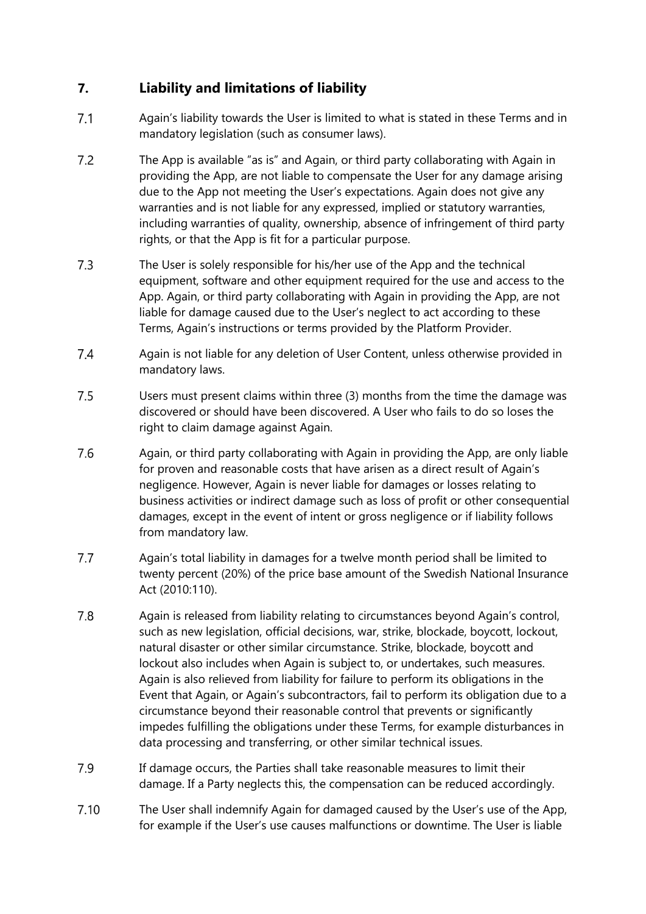## 7. Liability and limitations of liability

7.1 Again's liability towards the User is limited to what is stated in these Terms and in mandatory legislation (such as consumer laws).

7.2 The App is available "as is" and Again, or third party collaborating with Again in providing the App, are not liable to compensate the User for any damage arising due to the App not meeting the User's expectations. Again does not give any warranties and is not liable for any expressed, implied or statutory warranties, including warranties of quality, ownership, absence of infringement of third party rights, or that the App is fit for a particular purpose.

7.3 The User is solely responsible for his/her use of the App and the technical equipment, software and other equipment required for the use and access to the App. Again, or third party collaborating with Again in providing the App, are not liable for damage caused due to the User's neglect to act according to these Terms, Again's instructions or terms provided by the Platform Provider.

7.4 Again is not liable for any deletion of User Content, unless otherwise provided in mandatory laws.

7.5 Users must present claims within three (3) months from the time the damage was discovered or should have been discovered. A User who fails to do so loses the right to claim damage against Again.

7.6 Again, or third party collaborating with Again in providing the App, are only liable for proven and reasonable costs that have arisen as a direct result of Again's negligence. However, Again is never liable for damages or losses relating to business activities or indirect damage such as loss of profit or other consequential damages, except in the event of intent or gross negligence or if liability follows from mandatory law.

7.7 Again's total liability in damages for a twelve month period shall be limited to twenty percent (20%) of the price base amount of the Swedish National Insurance Act (2010:110).

7.8 Again is released from liability relating to circumstances beyond Again's control, such as new legislation, official decisions, war, strike, blockade, boycott, lockout, natural disaster or other similar circumstance. Strike, blockade, boycott and lockout also includes when Again is subject to, or undertakes, such measures. Again is also relieved from liability for failure to perform its obligations in the Event that Again, or Again's subcontractors, fail to perform its obligation due to a circumstance beyond their reasonable control that prevents or significantly impedes fulfilling the obligations under these Terms, for example disturbances in data processing and transferring, or other similar technical issues.

7.9 If damage occurs, the Parties shall take reasonable measures to limit their damage. If a Party neglects this, the compensation can be reduced accordingly.

7.10 The User shall indemnify Again for damaged caused by the User's use of the App, for example if the User's use causes malfunctions or downtime. The User is liable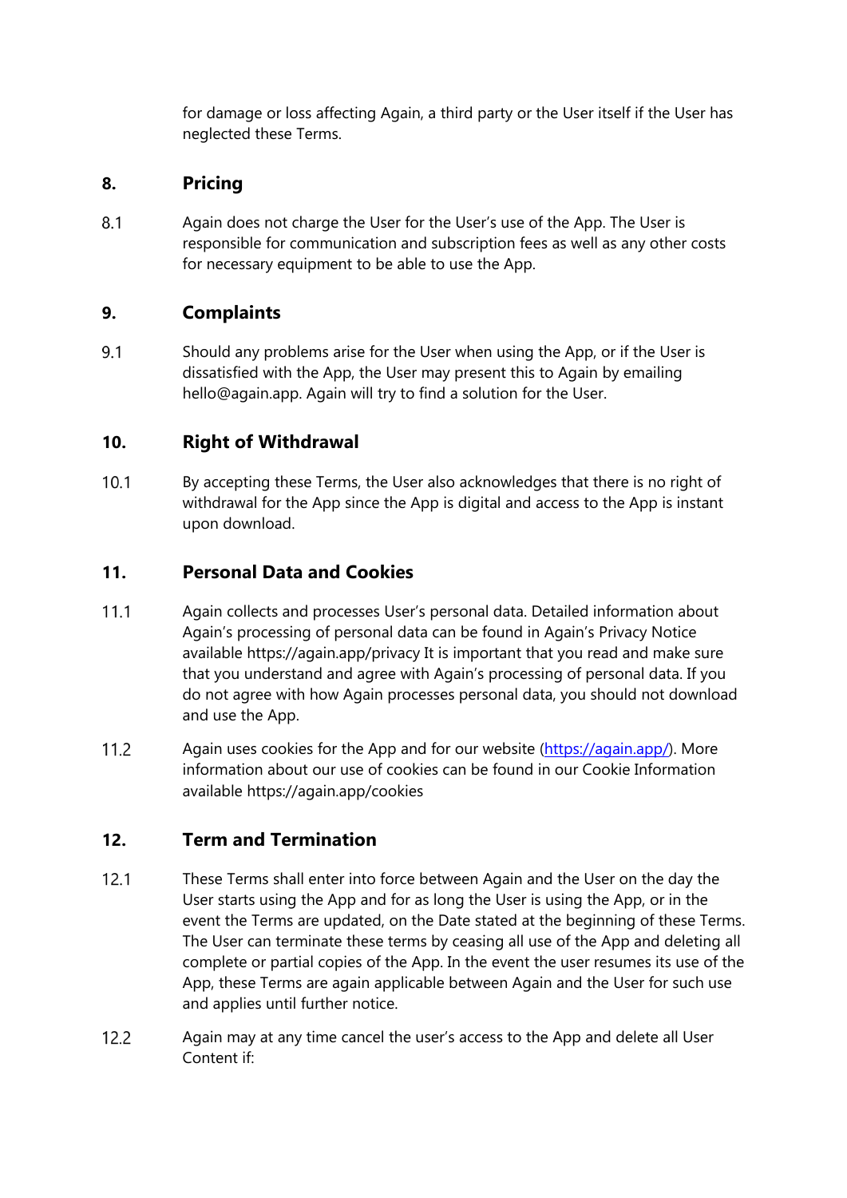for damage or loss affecting Again, a third party or the User itself if the User has neglected these Terms.

## 8. Pricing

8.1 Again does not charge the User for the User's use of the App. The User is responsible for communication and subscription fees as well as any other costs for necessary equipment to be able to use the App.

## 9. Complaints

9.1 Should any problems arise for the User when using the App, or if the User is dissatisfied with the App, the User may present this to Again by emailing hello@again.app. Again will try to find a solution for the User.

## 10. Right of Withdrawal

10.1 By accepting these Terms, the User also acknowledges that there is no right of withdrawal for the App since the App is digital and access to the App is instant upon download.

## 11. Personal Data and Cookies

11.1 Again collects and processes User's personal data. Detailed information about Again's processing of personal data can be found in Again's Privacy Notice available https://again.app/privacy It is important that you read and make sure that you understand and agree with Again's processing of personal data. If you do not agree with how Again processes personal data, you should not download and use the App.

11.2 Again uses cookies for the App and for our website ([https://again.app/](https://again.app/)). More information about our use of cookies can be found in our Cookie Information available https://again.app/cookies

## 12. Term and Termination

12.1 These Terms shall enter into force between Again and the User on the day the User starts using the App and for as long the User is using the App, or in the event the Terms are updated, on the Date stated at the beginning of these Terms. The User can terminate these terms by ceasing all use of the App and deleting all complete or partial copies of the App. In the event the user resumes its use of the App, these Terms are again applicable between Again and the User for such use and applies until further notice.

12.2 Again may at any time cancel the user's access to the App and delete all User Content if: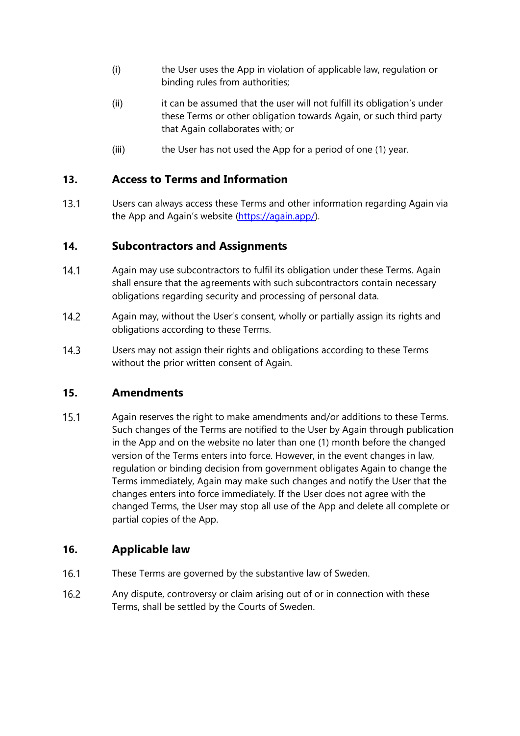(i) the User uses the App in violation of applicable law, regulation or binding rules from authorities;

(ii) it can be assumed that the user will not fulfill its obligation's under these Terms or other obligation towards Again, or such third party that Again collaborates with; or

(iii) the User has not used the App for a period of one (1) year.

## 13. Access to Terms and Information

13.1 Users can always access these Terms and other information regarding Again via the App and Again's website (https://again.app/).

## 14. Subcontractors and Assignments

14.1 Again may use subcontractors to fulfil its obligation under these Terms. Again shall ensure that the agreements with such subcontractors contain necessary obligations regarding security and processing of personal data.

14.2 Again may, without the User's consent, wholly or partially assign its rights and obligations according to these Terms.

14.3 Users may not assign their rights and obligations according to these Terms without the prior written consent of Again.

## 15. Amendments

15.1 Again reserves the right to make amendments and/or additions to these Terms. Such changes of the Terms are notified to the User by Again through publication in the App and on the website no later than one (1) month before the changed version of the Terms enters into force. However, in the event changes in law, regulation or binding decision from government obligates Again to change the Terms immediately, Again may make such changes and notify the User that the changes enters into force immediately. If the User does not agree with the changed Terms, the User may stop all use of the App and delete all complete or partial copies of the App.

## 16. Applicable law

16.1 These Terms are governed by the substantive law of Sweden.

16.2 Any dispute, controversy or claim arising out of or in connection with these Terms, shall be settled by the Courts of Sweden.